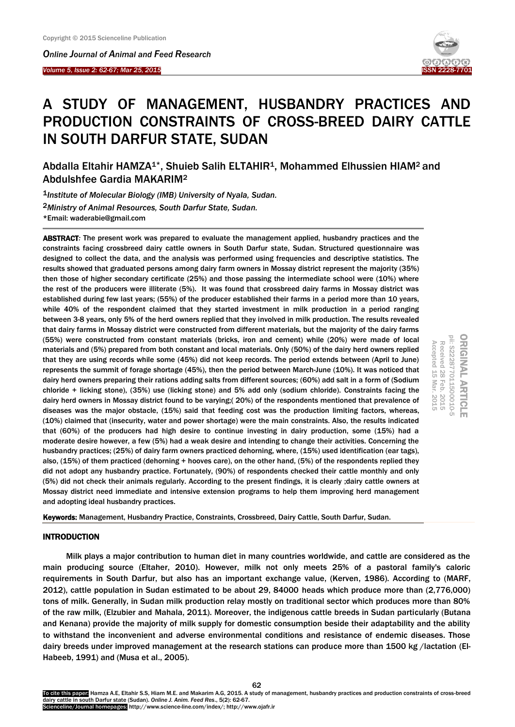# A STUDY OF MANAGEMENT, HUSBANDRY PRACTICES AND PRODUCTION CONSTRAINTS OF CROSS-BREED DAIRY CATTLE IN SOUTH DARFUR STATE, SUDAN

Abdalla Eltahir HAMZA[1]*, Shuieb Salih ELTAHIR[1], Mohammed Elhussien HIAM[2] and Abdulshfee Gardia MAKARIM[2]

[1]*Institute of Molecular Biology (IMB) University of Nyala, Sudan.*

[2]*Ministry of Animal Resources, South Darfur State, Sudan.*

*Email: waderabie@gmail.com

ORIGINAL ARTICLE
pii: S222877011500010-5
Received 28 Feb. 2015
Accepted 15 Mar. 2015

**ABSTRACT**: The present work was prepared to evaluate the management applied, husbandry practices and the constraints facing crossbreed dairy cattle owners in South Darfur state, Sudan. Structured questionnaire was designed to collect the data, and the analysis was performed using frequencies and descriptive statistics. The results showed that graduated persons among dairy farm owners in Mossay district represent the majority (35%) then those of higher secondary certificate (25%) and those passing the intermediate school were (10%) where the rest of the producers were illiterate (5%). It was found that crossbreed dairy farms in Mossay district was established during few last years; (55%) of the producer established their farms in a period more than 10 years, while 40% of the respondent claimed that they started investment in milk production in a period ranging between 3-8 years, only 5% of the herd owners replied that they involved in milk production. The results revealed that dairy farms in Mossay district were constructed from different materials, but the majority of the dairy farms (55%) were constructed from constant materials (bricks, iron and cement) while (20%) were made of local materials and (5%) prepared from both constant and local materials. Only (50%) of the dairy herd owners replied that they are using records while some (45%) did not keep records. The period extends between (April to June) represents the summit of forage shortage (45%), then the period between March-June (10%). It was noticed that dairy herd owners preparing their rations adding salts from different sources; (60%) add salt in a form of (Sodium chloride + licking stone), (35%) use (licking stone) and 5% add only (sodium chloride). Constraints facing the dairy herd owners in Mossay district found to be varying;( 20%) of the respondents mentioned that prevalence of diseases was the major obstacle, (15%) said that feeding cost was the production limiting factors, whereas, (10%) claimed that (insecurity, water and power shortage) were the main constraints. Also, the results indicated that (60%) of the producers had high desire to continue investing in dairy production, some (15%) had a moderate desire however, a few (5%) had a weak desire and intending to change their activities. Concerning the husbandry practices; (25%) of dairy farm owners practiced dehorning, where, (15%) used identification (ear tags), also, (15%) of them practiced (dehorning + hooves care), on the other hand, (5%) of the respondents replied they did not adopt any husbandry practice. Fortunately, (90%) of respondents checked their cattle monthly and only (5%) did not check their animals regularly. According to the present findings, it is clearly ;dairy cattle owners at Mossay district need immediate and intensive extension programs to help them improving herd management and adopting ideal husbandry practices.

**Keywords:** Management, Husbandry Practice, Constraints, Crossbreed, Dairy Cattle, South Darfur, Sudan.

## INTRODUCTION

Milk plays a major contribution to human diet in many countries worldwide, and cattle are considered as the main producing source (Eltaher, 2010). However, milk not only meets 25% of a pastoral family's caloric requirements in South Darfur, but also has an important exchange value, (Kerven, 1986). According to (MARF, 2012), cattle population in Sudan estimated to be about 29, 84000 heads which produce more than (2,776,000) tons of milk. Generally, in Sudan milk production relay mostly on traditional sector which produces more than 80% of the raw milk, (Elzubier and Mahala, 2011). Moreover, the indigenous cattle breeds in Sudan particularly (Butana and Kenana) provide the majority of milk supply for domestic consumption beside their adaptability and the ability to withstand the inconvenient and adverse environmental conditions and resistance of endemic diseases. Those dairy breeds under improved management at the research stations can produce more than 1500 kg /lactation (El-Habeeb, 1991) and (Musa et al., 2005).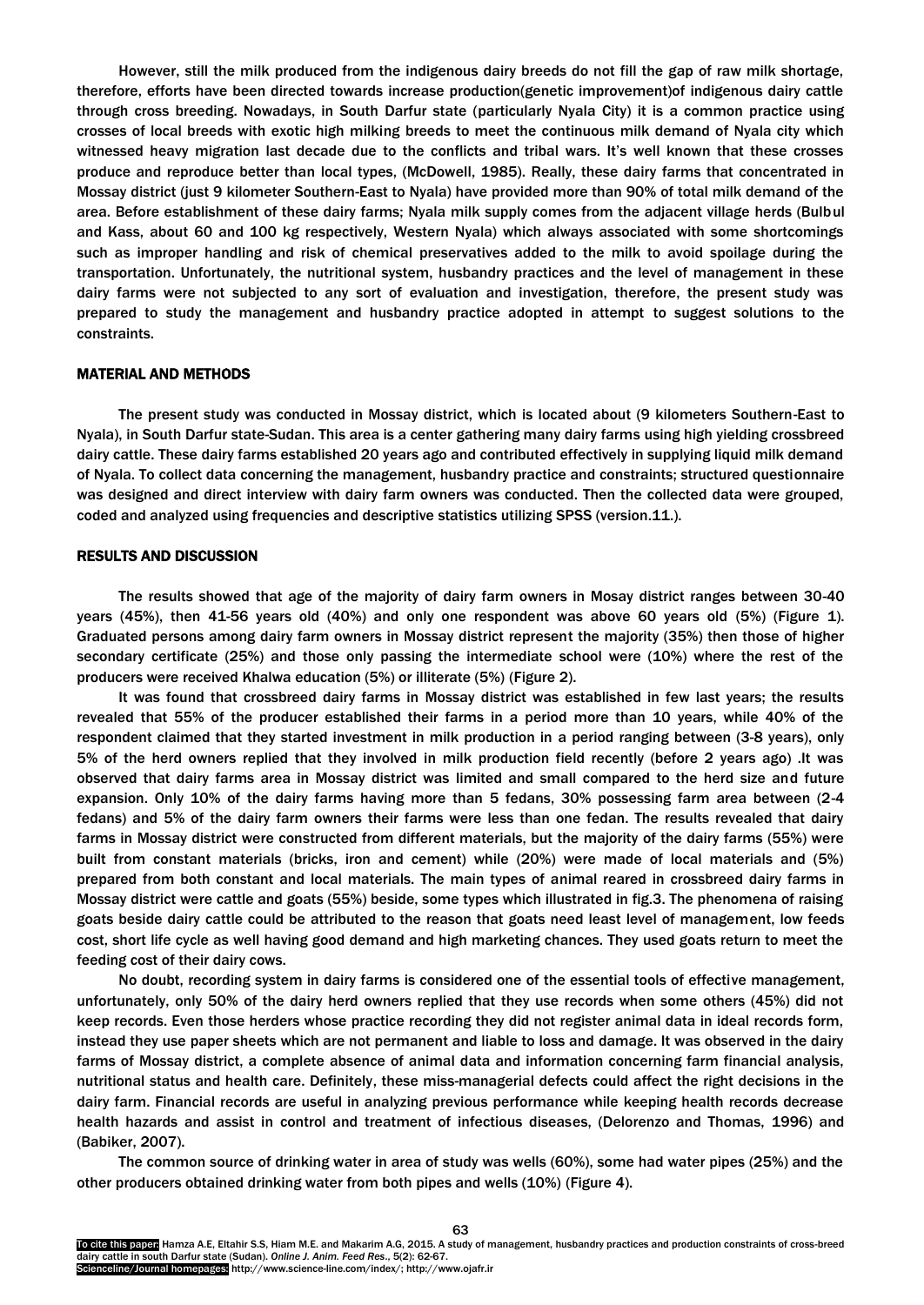However, still the milk produced from the indigenous dairy breeds do not fill the gap of raw milk shortage, therefore, efforts have been directed towards increase production(genetic improvement)of indigenous dairy cattle through cross breeding. Nowadays, in South Darfur state (particularly Nyala City) it is a common practice using crosses of local breeds with exotic high milking breeds to meet the continuous milk demand of Nyala city which witnessed heavy migration last decade due to the conflicts and tribal wars. It's well known that these crosses produce and reproduce better than local types, (McDowell, 1985). Really, these dairy farms that concentrated in Mossay district (just 9 kilometer Southern-East to Nyala) have provided more than 90% of total milk demand of the area. Before establishment of these dairy farms; Nyala milk supply comes from the adjacent village herds (Bulbul and Kass, about 60 and 100 kg respectively, Western Nyala) which always associated with some shortcomings such as improper handling and risk of chemical preservatives added to the milk to avoid spoilage during the transportation. Unfortunately, the nutritional system, husbandry practices and the level of management in these dairy farms were not subjected to any sort of evaluation and investigation, therefore, the present study was prepared to study the management and husbandry practice adopted in attempt to suggest solutions to the constraints.

## MATERIAL AND METHODS

The present study was conducted in Mossay district, which is located about (9 kilometers Southern-East to Nyala), in South Darfur state-Sudan. This area is a center gathering many dairy farms using high yielding crossbreed dairy cattle. These dairy farms established 20 years ago and contributed effectively in supplying liquid milk demand of Nyala. To collect data concerning the management, husbandry practice and constraints; structured questionnaire was designed and direct interview with dairy farm owners was conducted. Then the collected data were grouped, coded and analyzed using frequencies and descriptive statistics utilizing SPSS (version.11.).

## RESULTS AND DISCUSSION

The results showed that age of the majority of dairy farm owners in Mosay district ranges between 30-40 years (45%), then 41-56 years old (40%) and only one respondent was above 60 years old (5%) (Figure 1). Graduated persons among dairy farm owners in Mossay district represent the majority (35%) then those of higher secondary certificate (25%) and those only passing the intermediate school were (10%) where the rest of the producers were received Khalwa education (5%) or illiterate (5%) (Figure 2).

It was found that crossbreed dairy farms in Mossay district was established in few last years; the results revealed that 55% of the producer established their farms in a period more than 10 years, while 40% of the respondent claimed that they started investment in milk production in a period ranging between (3-8 years), only 5% of the herd owners replied that they involved in milk production field recently (before 2 years ago) .It was observed that dairy farms area in Mossay district was limited and small compared to the herd size and future expansion. Only 10% of the dairy farms having more than 5 fedans, 30% possessing farm area between (2-4 fedans) and 5% of the dairy farm owners their farms were less than one fedan. The results revealed that dairy farms in Mossay district were constructed from different materials, but the majority of the dairy farms (55%) were built from constant materials (bricks, iron and cement) while (20%) were made of local materials and (5%) prepared from both constant and local materials. The main types of animal reared in crossbreed dairy farms in Mossay district were cattle and goats (55%) beside, some types which illustrated in fig.3. The phenomena of raising goats beside dairy cattle could be attributed to the reason that goats need least level of management, low feeds cost, short life cycle as well having good demand and high marketing chances. They used goats return to meet the feeding cost of their dairy cows.

No doubt, recording system in dairy farms is considered one of the essential tools of effective management, unfortunately, only 50% of the dairy herd owners replied that they use records when some others (45%) did not keep records. Even those herders whose practice recording they did not register animal data in ideal records form, instead they use paper sheets which are not permanent and liable to loss and damage. It was observed in the dairy farms of Mossay district, a complete absence of animal data and information concerning farm financial analysis, nutritional status and health care. Definitely, these miss-managerial defects could affect the right decisions in the dairy farm. Financial records are useful in analyzing previous performance while keeping health records decrease health hazards and assist in control and treatment of infectious diseases, (Delorenzo and Thomas, 1996) and (Babiker, 2007).

The common source of drinking water in area of study was wells (60%), some had water pipes (25%) and the other producers obtained drinking water from both pipes and wells (10%) (Figure 4).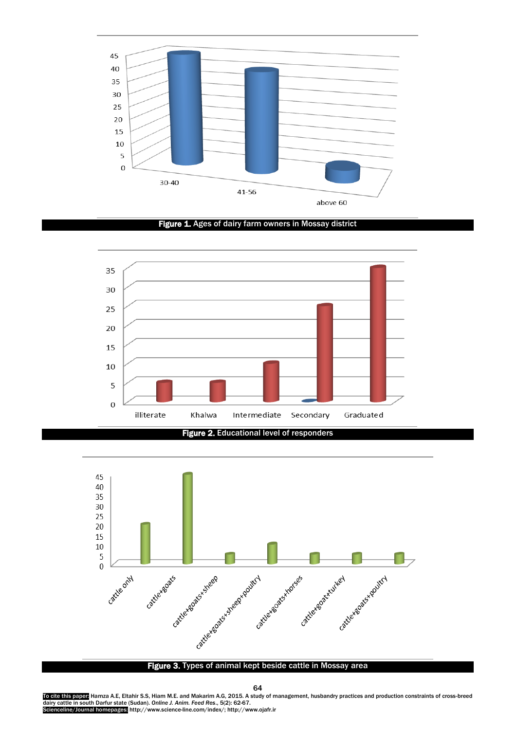Figure 1. Ages of dairy farm owners in Mossay district

Figure 2. Educational level of responders

Figure 3. Types of animal kept beside cattle in Mossay area

To cite this paper: Hamza A.E, Eltahir S.S, Hiam M.E. and Makarim A.G, 2015. A study of management, husbandry practices and production constraints of cross-breed dairy cattle in south Darfur state (Sudan). *Online J. Anim. Feed Res.*, 5(2): 62-67.
Scienceline/Journal homepages: http://www.science-line.com/index/; http://www.ojafr.ir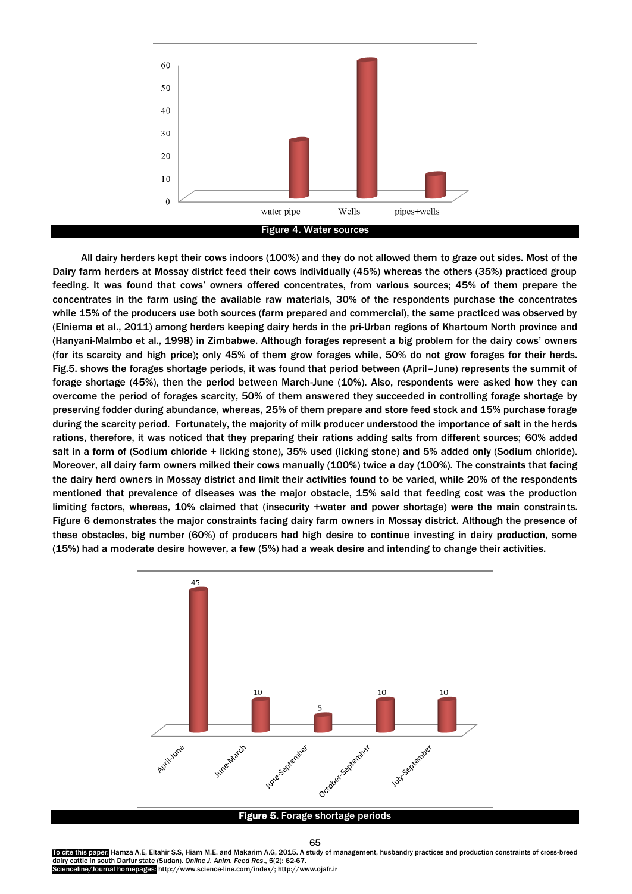Figure 4. Water sources

All dairy herders kept their cows indoors (100%) and they do not allowed them to graze out sides. Most of the Dairy farm herders at Mossay district feed their cows individually (45%) whereas the others (35%) practiced group feeding. It was found that cows' owners offered concentrates, from various sources; 45% of them prepare the concentrates in the farm using the available raw materials, 30% of the respondents purchase the concentrates while 15% of the producers use both sources (farm prepared and commercial), the same practiced was observed by (Elniema et al., 2011) among herders keeping dairy herds in the pri-Urban regions of Khartoum North province and (Hanyani-Malmbo et al., 1998) in Zimbabwe. Although forages represent a big problem for the dairy cows' owners (for its scarcity and high price); only 45% of them grow forages while, 50% do not grow forages for their herds. Fig.5. shows the forages shortage periods, it was found that period between (April–June) represents the summit of forage shortage (45%), then the period between March-June (10%). Also, respondents were asked how they can overcome the period of forages scarcity, 50% of them answered they succeeded in controlling forage shortage by preserving fodder during abundance, whereas, 25% of them prepare and store feed stock and 15% purchase forage during the scarcity period. Fortunately, the majority of milk producer understood the importance of salt in the herds rations, therefore, it was noticed that they preparing their rations adding salts from different sources; 60% added salt in a form of (Sodium chloride + licking stone), 35% used (licking stone) and 5% added only (Sodium chloride). Moreover, all dairy farm owners milked their cows manually (100%) twice a day (100%). The constraints that facing the dairy herd owners in Mossay district and limit their activities found to be varied, while 20% of the respondents mentioned that prevalence of diseases was the major obstacle, 15% said that feeding cost was the production limiting factors, whereas, 10% claimed that (insecurity +water and power shortage) were the main constraints. Figure 6 demonstrates the major constraints facing dairy farm owners in Mossay district. Although the presence of these obstacles, big number (60%) of producers had high desire to continue investing in dairy production, some (15%) had a moderate desire however, a few (5%) had a weak desire and intending to change their activities.

**Figure 5.** Forage shortage periods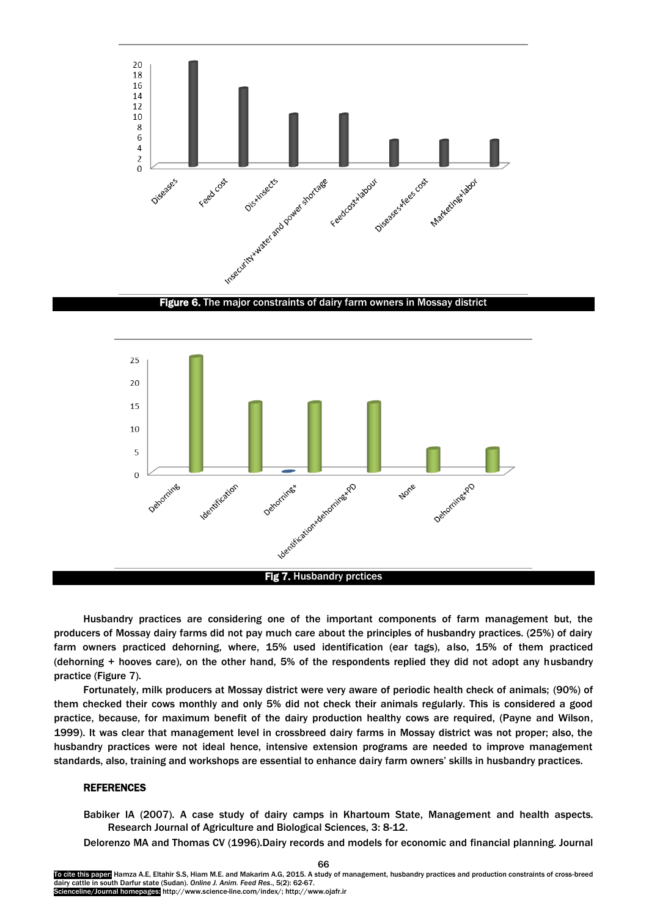Figure 6. The major constraints of dairy farm owners in Mossay district

Fig 7. Husbandry prctices

Husbandry practices are considering one of the important components of farm management but, the producers of Mossay dairy farms did not pay much care about the principles of husbandry practices. (25%) of dairy farm owners practiced dehorning, where, 15% used identification (ear tags), also, 15% of them practiced (dehorning + hooves care), on the other hand, 5% of the respondents replied they did not adopt any husbandry practice (Figure 7).

Fortunately, milk producers at Mossay district were very aware of periodic health check of animals; (90%) of them checked their cows monthly and only 5% did not check their animals regularly. This is considered a good practice, because, for maximum benefit of the dairy production healthy cows are required, (Payne and Wilson, 1999). It was clear that management level in crossbreed dairy farms in Mossay district was not proper; also, the husbandry practices were not ideal hence, intensive extension programs are needed to improve management standards, also, training and workshops are essential to enhance dairy farm owners' skills in husbandry practices.

## REFERENCES

Babiker IA (2007). A case study of dairy camps in Khartoum State, Management and health aspects. Research Journal of Agriculture and Biological Sciences, 3: 8-12.

Delorenzo MA and Thomas CV (1996).Dairy records and models for economic and financial planning. Journal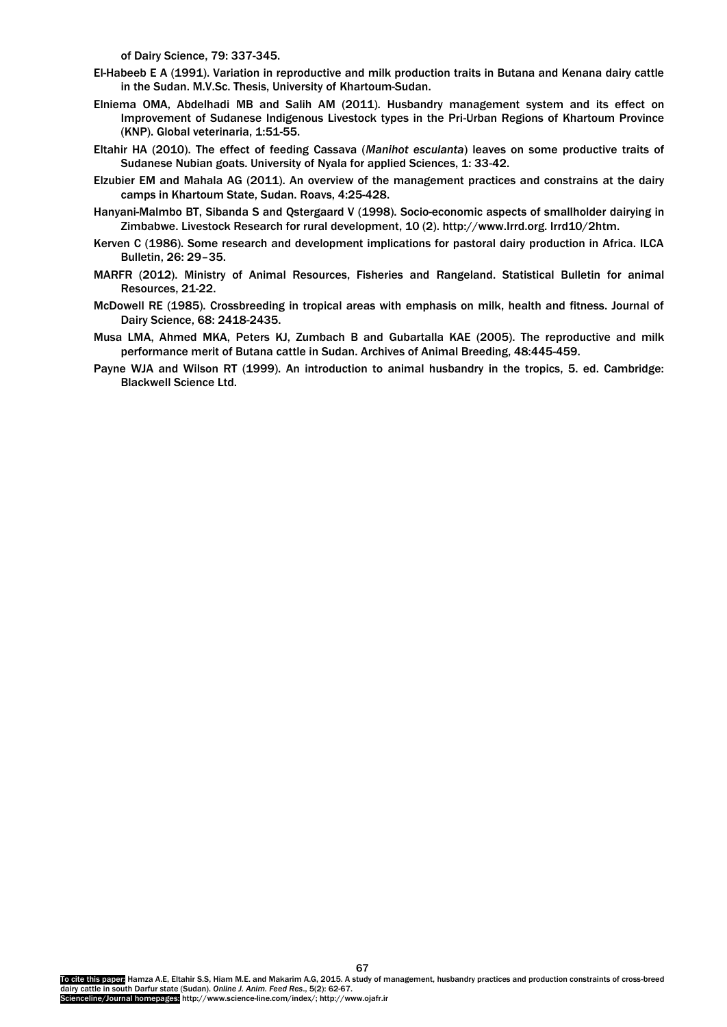of Dairy Science, 79: 337-345.

El-Habeeb E A (1991). Variation in reproductive and milk production traits in Butana and Kenana dairy cattle in the Sudan. M.V.Sc. Thesis, University of Khartoum-Sudan.

Elniema OMA, Abdelhadi MB and Salih AM (2011). Husbandry management system and its effect on Improvement of Sudanese Indigenous Livestock types in the Pri-Urban Regions of Khartoum Province (KNP). Global veterinaria, 1:51-55.

Eltahir HA (2010). The effect of feeding Cassava (*Manihot esculanta*) leaves on some productive traits of Sudanese Nubian goats. University of Nyala for applied Sciences, 1: 33-42.

Elzubier EM and Mahala AG (2011). An overview of the management practices and constrains at the dairy camps in Khartoum State, Sudan. Roavs, 4:25-428.

Hanyani-Malmbo BT, Sibanda S and Qstergaard V (1998). Socio-economic aspects of smallholder dairying in Zimbabwe. Livestock Research for rural development, 10 (2). http://www.lrrd.org. lrrd10/2htm.

Kerven C (1986). Some research and development implications for pastoral dairy production in Africa. ILCA Bulletin, 26: 29–35.

MARFR (2012). Ministry of Animal Resources, Fisheries and Rangeland. Statistical Bulletin for animal Resources, 21-22.

McDowell RE (1985). Crossbreeding in tropical areas with emphasis on milk, health and fitness. Journal of Dairy Science, 68: 2418-2435.

Musa LMA, Ahmed MKA, Peters KJ, Zumbach B and Gubartalla KAE (2005). The reproductive and milk performance merit of Butana cattle in Sudan. Archives of Animal Breeding, 48:445-459.

Payne WJA and Wilson RT (1999). An introduction to animal husbandry in the tropics, 5. ed. Cambridge: Blackwell Science Ltd.